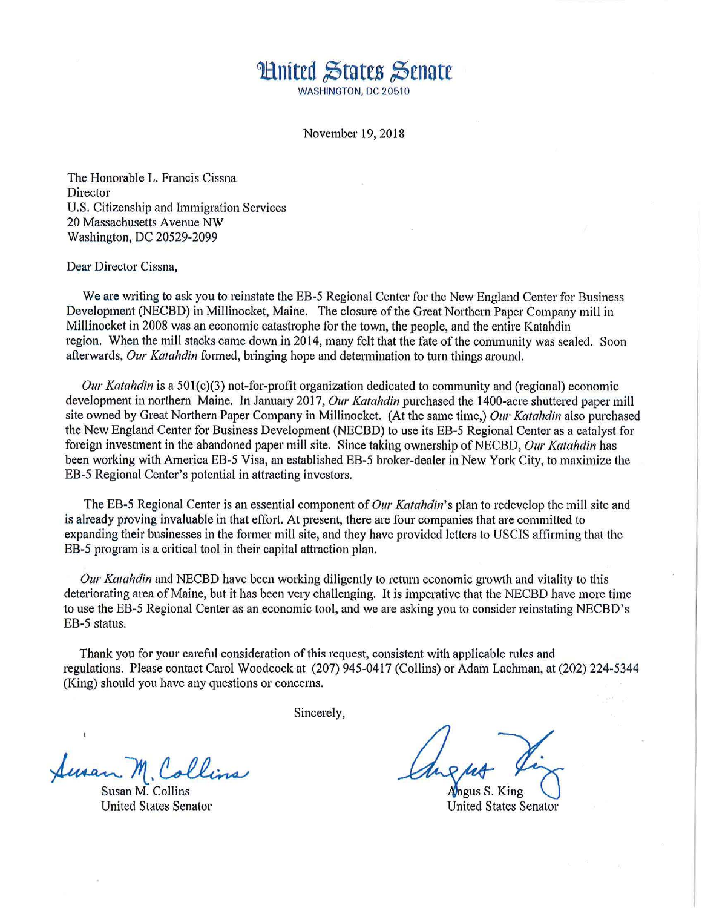# United States Senate

WASHINGTON, DC 20510

November 19, 2018

The Honorable L. Francis Cissna
Director
U.S. Citizenship and Immigration Services
20 Massachusetts Avenue NW
Washington, DC 20529-2099

Dear Director Cissna,

We are writing to ask you to reinstate the EB-5 Regional Center for the New England Center for Business Development (NECBD) in Millinocket, Maine. The closure of the Great Northern Paper Company mill in Millinocket in 2008 was an economic catastrophe for the town, the people, and the entire Katahdin region. When the mill stacks came down in 2014, many felt that the fate of the community was sealed. Soon afterwards, *Our Katahdin* formed, bringing hope and determination to turn things around.

*Our Katahdin* is a 501(c)(3) not-for-profit organization dedicated to community and (regional) economic development in northern Maine. In January 2017, *Our Katahdin* purchased the 1400-acre shuttered paper mill site owned by Great Northern Paper Company in Millinocket. (At the same time,) *Our Katahdin* also purchased the New England Center for Business Development (NECBD) to use its EB-5 Regional Center as a catalyst for foreign investment in the abandoned paper mill site. Since taking ownership of NECBD, *Our Katahdin* has been working with America EB-5 Visa, an established EB-5 broker-dealer in New York City, to maximize the EB-5 Regional Center's potential in attracting investors.

The EB-5 Regional Center is an essential component of *Our Katahdin*'s plan to redevelop the mill site and is already proving invaluable in that effort. At present, there are four companies that are committed to expanding their businesses in the former mill site, and they have provided letters to USCIS affirming that the EB-5 program is a critical tool in their capital attraction plan.

*Our Katahdin* and NECBD have been working diligently to return economic growth and vitality to this deteriorating area of Maine, but it has been very challenging. It is imperative that the NECBD have more time to use the EB-5 Regional Center as an economic tool, and we are asking you to consider reinstating NECBD's EB-5 status.

Thank you for your careful consideration of this request, consistent with applicable rules and regulations. Please contact Carol Woodcock at (207) 945-0417 (Collins) or Adam Lachman, at (202) 224-5344 (King) should you have any questions or concerns.

Sincerely,

Susan M. Collins
United States Senator

Angus S. King
United States Senator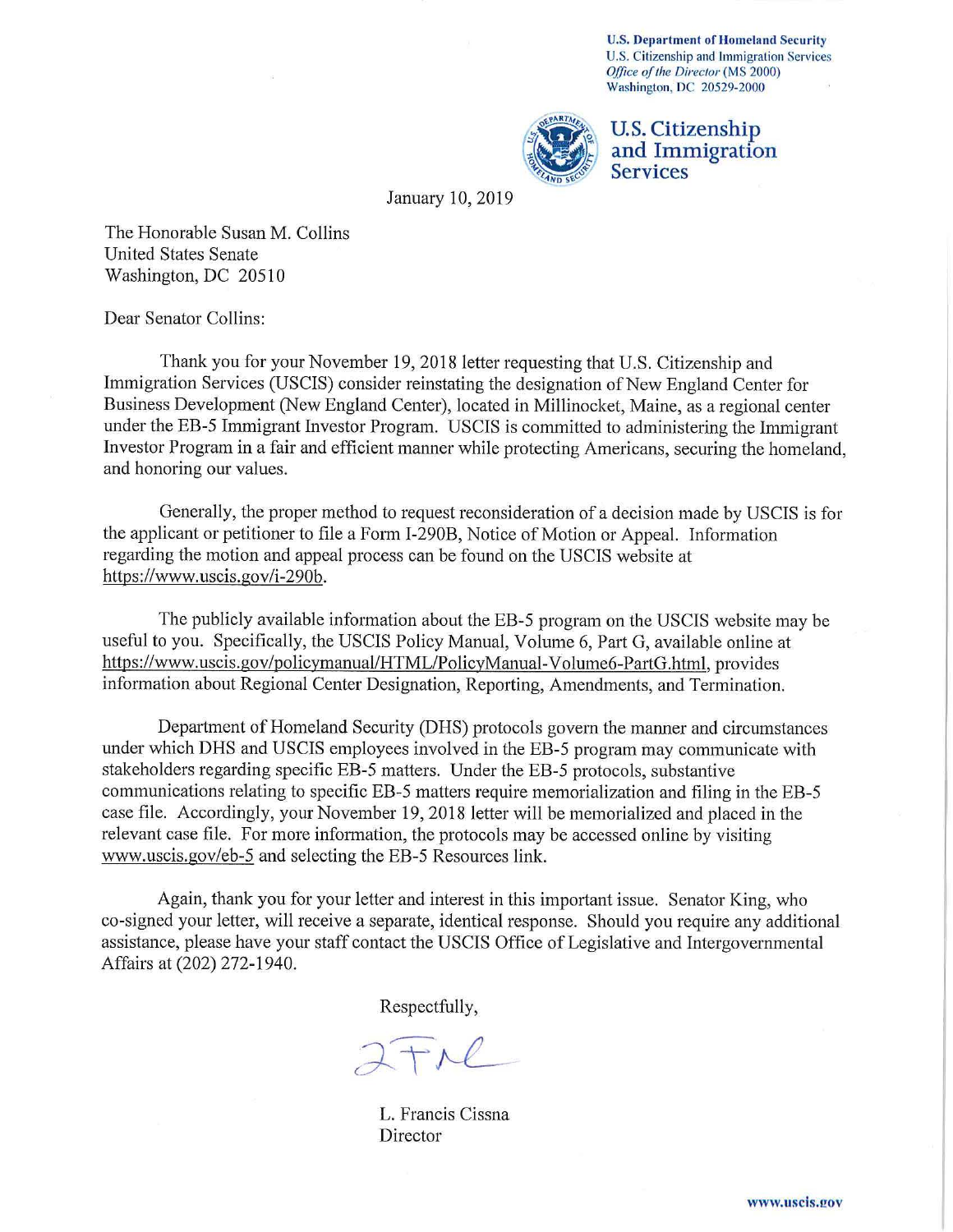U.S. Department of Homeland Security
U.S. Citizenship and Immigration Services
*Office of the Director* (MS 2000)
Washington, DC 20529-2000

**U.S. Citizenship and Immigration Services**

January 10, 2019

The Honorable Susan M. Collins
United States Senate
Washington, DC 20510

Dear Senator Collins:

Thank you for your November 19, 2018 letter requesting that U.S. Citizenship and Immigration Services (USCIS) consider reinstating the designation of New England Center for Business Development (New England Center), located in Millinocket, Maine, as a regional center under the EB-5 Immigrant Investor Program. USCIS is committed to administering the Immigrant Investor Program in a fair and efficient manner while protecting Americans, securing the homeland, and honoring our values.

Generally, the proper method to request reconsideration of a decision made by USCIS is for the applicant or petitioner to file a Form I-290B, Notice of Motion or Appeal. Information regarding the motion and appeal process can be found on the USCIS website at https://www.uscis.gov/i-290b.

The publicly available information about the EB-5 program on the USCIS website may be useful to you. Specifically, the USCIS Policy Manual, Volume 6, Part G, available online at https://www.uscis.gov/policymanual/HTML/PolicyManual-Volume6-PartG.html, provides information about Regional Center Designation, Reporting, Amendments, and Termination.

Department of Homeland Security (DHS) protocols govern the manner and circumstances under which DHS and USCIS employees involved in the EB-5 program may communicate with stakeholders regarding specific EB-5 matters. Under the EB-5 protocols, substantive communications relating to specific EB-5 matters require memorialization and filing in the EB-5 case file. Accordingly, your November 19, 2018 letter will be memorialized and placed in the relevant case file. For more information, the protocols may be accessed online by visiting www.uscis.gov/eb-5 and selecting the EB-5 Resources link.

Again, thank you for your letter and interest in this important issue. Senator King, who co-signed your letter, will receive a separate, identical response. Should you require any additional assistance, please have your staff contact the USCIS Office of Legislative and Intergovernmental Affairs at (202) 272-1940.

Respectfully,

L. Francis Cissna
Director

www.uscis.gov